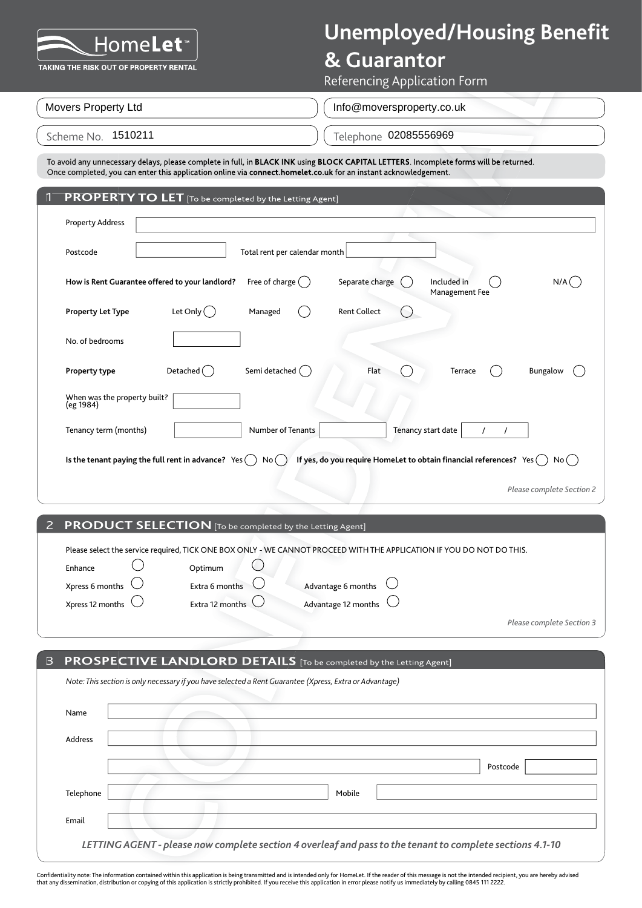# Unemployed/Housing Benefit & Guarantor

Referencing Application Form

HomeLet™ — TAKING THE RISK OUT OF PROPERTY RENTAL

Movers Property Ltd | Info@moversproperty.co.uk

Scheme No. 1510211 | Telephone 02085556969

To avoid any unnecessary delays, please complete in full, in **BLACK INK** using **BLOCK CAPITAL LETTERS**. Incomplete forms will be returned. Once completed, you can enter this application online via **connect.homelet.co.uk** for an instant acknowledgement.

## 1 PROPERTY TO LET [To be completed by the Letting Agent]

Property Address

Postcode | Total rent per calendar month

**How is Rent Guarantee offered to your landlord?** Free of charge ◯ Separate charge ◯ Included in Management Fee ◯ N/A ◯

**Property Let Type** Let Only ◯ Managed ◯ Rent Collect ◯

No. of bedrooms

**Property type** Detached ◯ Semi detached ◯ Flat ◯ Terrace ◯ Bungalow ◯

When was the property built? (eg 1984)

Tenancy term (months) | Number of Tenants | Tenancy start date / /

**Is the tenant paying the full rent in advance?** Yes ◯ No ◯ **If yes, do you require HomeLet to obtain financial references?** Yes ◯ No ◯

*Please complete Section 2*

## 2 PRODUCT SELECTION [To be completed by the Letting Agent]

Please select the service required, TICK ONE BOX ONLY - WE CANNOT PROCEED WITH THE APPLICATION IF YOU DO NOT DO THIS.

Enhance ◯ Optimum ◯

Xpress 6 months ◯ Extra 6 months ◯ Advantage 6 months ◯

Xpress 12 months ◯ Extra 12 months ◯ Advantage 12 months ◯

*Please complete Section 3*

## 3 PROSPECTIVE LANDLORD DETAILS [To be completed by the Letting Agent]

*Note: This section is only necessary if you have selected a Rent Guarantee (Xpress, Extra or Advantage)*

Name

Address

Postcode

Telephone | Mobile

Email

*LETTING AGENT - please now complete section 4 overleaf and pass to the tenant to complete sections 4.1-10*

Confidentiality note: The information contained within this application is being transmitted and is intended only for HomeLet. If the reader of this message is not the intended recipient, you are hereby advised that any dissemination, distribution or copying of this application is strictly prohibited. If you receive this application in error please notify us immediately by calling 0845 111 2222.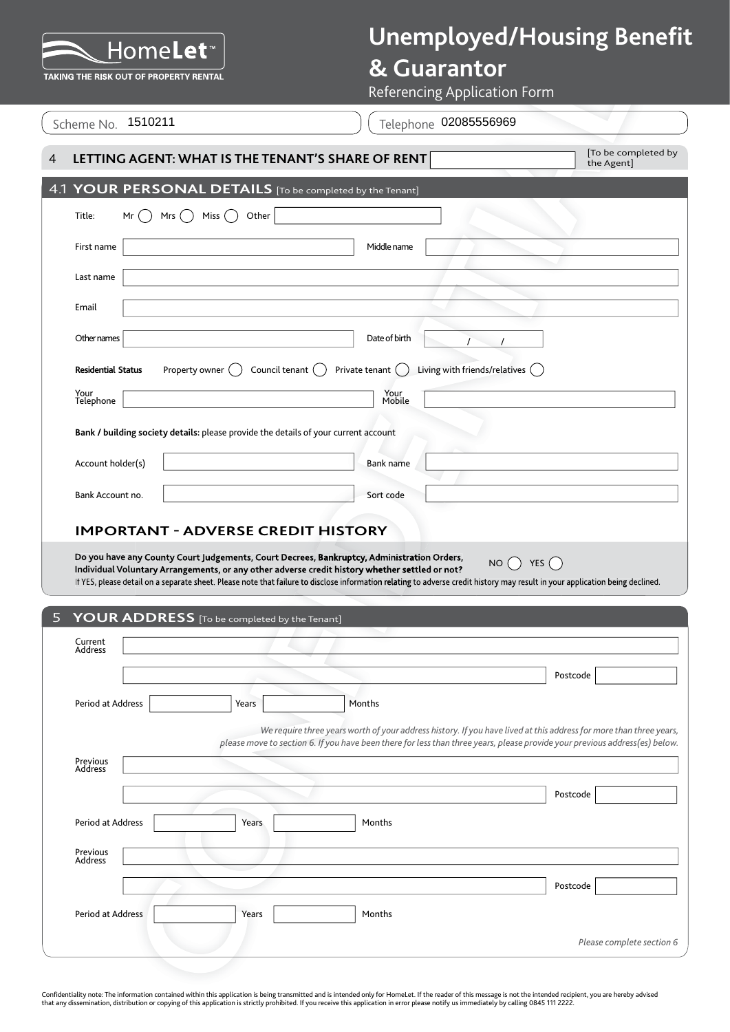HomeLet™

TAKING THE RISK OUT OF PROPERTY RENTAL

# Unemployed/Housing Benefit & Guarantor

Referencing Application Form

Scheme No. 1510211

Telephone 02085556969

## 4 LETTING AGENT: WHAT IS THE TENANT'S SHARE OF RENT [To be completed by the Agent]

## 4.1 YOUR PERSONAL DETAILS [To be completed by the Tenant]

Title: Mr ◯ Mrs ◯ Miss ◯ Other

First name | Middle name

Last name

Email

Other names | Date of birth / /

**Residential Status** Property owner ◯ Council tenant ◯ Private tenant ◯ Living with friends/relatives ◯

Your Telephone | Your Mobile

**Bank / building society details:** please provide the details of your current account

Account holder(s) | Bank name

Bank Account no. | Sort code

### IMPORTANT - ADVERSE CREDIT HISTORY

**Do you have any County Court Judgements, Court Decrees, Bankruptcy, Administration Orders, Individual Voluntary Arrangements, or any other adverse credit history whether settled or not?** NO ◯ YES ◯

If YES, please detail on a separate sheet. Please note that failure to disclose information relating to adverse credit history may result in your application being declined.

## 5 YOUR ADDRESS [To be completed by the Tenant]

Current Address

Postcode

Period at Address Years Months

*We require three years worth of your address history. If you have lived at this address for more than three years, please move to section 6. If you have been there for less than three years, please provide your previous address(es) below.*

Previous Address

Postcode

Period at Address Years Months

Previous Address

Postcode

Period at Address Years Months

*Please complete section 6*

Confidentiality note: The information contained within this application is being transmitted and is intended only for HomeLet. If the reader of this message is not the intended recipient, you are hereby advised that any dissemination, distribution or copying of this application is strictly prohibited. If you receive this application in error please notify us immediately by calling 0845 111 2222.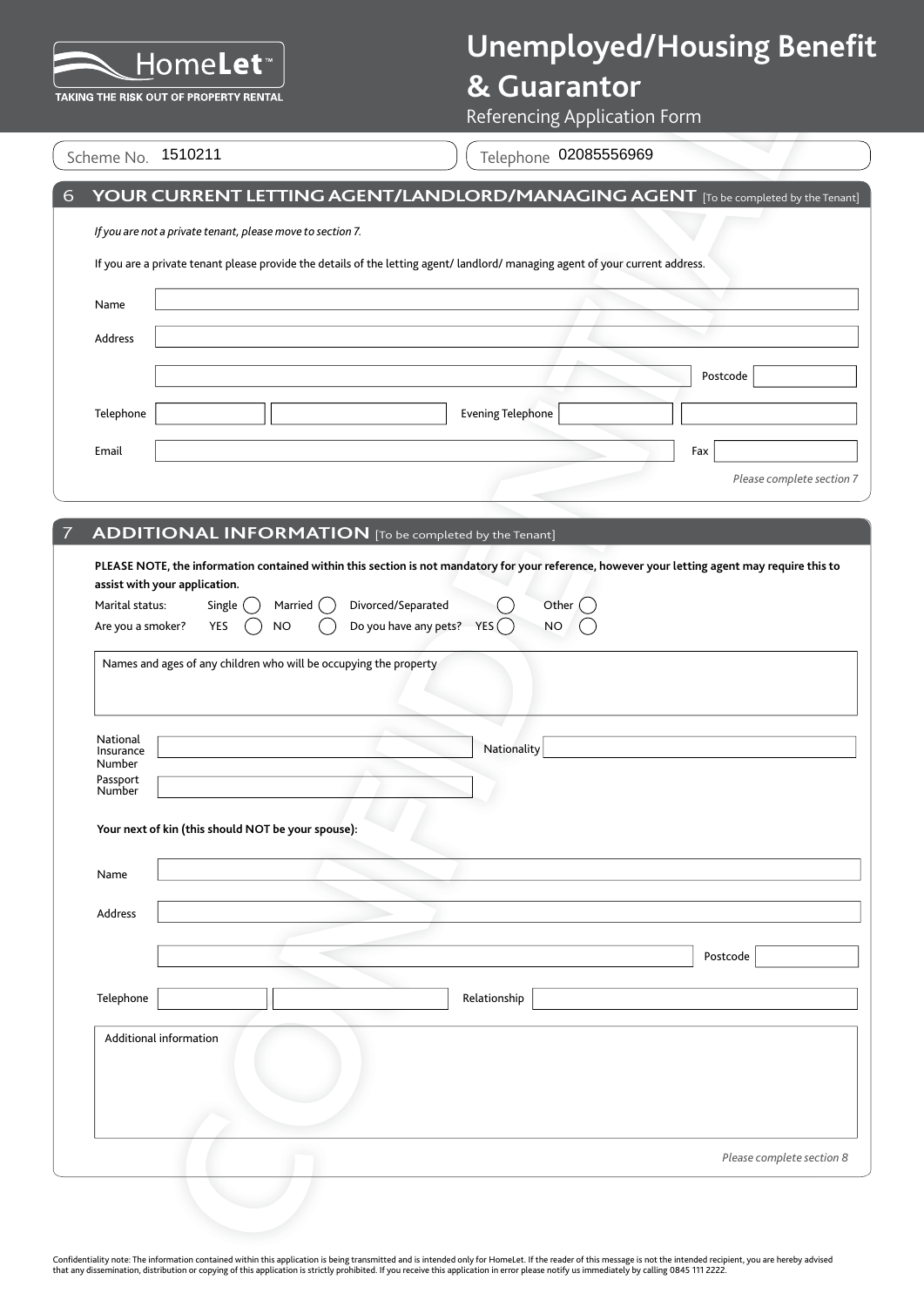# Unemployed/Housing Benefit & Guarantor

Referencing Application Form

HomeLet™ — TAKING THE RISK OUT OF PROPERTY RENTAL

Scheme No. 1510211

Telephone 02085556969

## 6 YOUR CURRENT LETTING AGENT/LANDLORD/MANAGING AGENT [To be completed by the Tenant]

*If you are not a private tenant, please move to section 7.*

If you are a private tenant please provide the details of the letting agent/ landlord/ managing agent of your current address.

Name

Address

Postcode

Telephone

Evening Telephone

Email

Fax

*Please complete section 7*

## 7 ADDITIONAL INFORMATION [To be completed by the Tenant]

**PLEASE NOTE, the information contained within this section is not mandatory for your reference, however your letting agent may require this to assist with your application.**

Marital status: Single ◯ Married ◯ Divorced/Separated ◯ Other ◯

Are you a smoker? YES ◯ NO ◯ Do you have any pets? YES ◯ NO ◯

Names and ages of any children who will be occupying the property

National Insurance Number

Nationality

Passport Number

**Your next of kin (this should NOT be your spouse):**

Name

Address

Postcode

Telephone

Relationship

Additional information

*Please complete section 8*

Confidentiality note: The information contained within this application is being transmitted and is intended only for HomeLet. If the reader of this message is not the intended recipient, you are hereby advised that any dissemination, distribution or copying of this application is strictly prohibited. If you receive this application in error please notify us immediately by calling 0845 111 2222.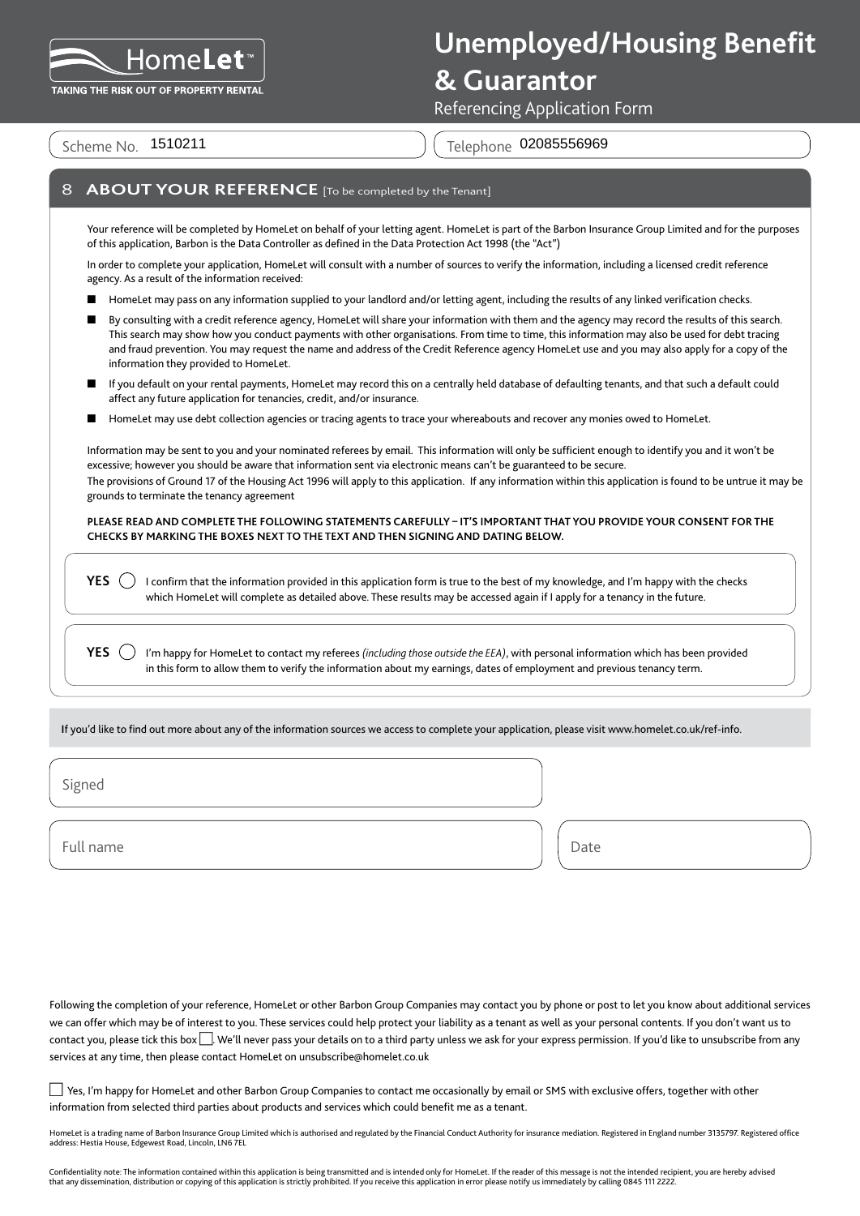HomeLet™
TAKING THE RISK OUT OF PROPERTY RENTAL

# Unemployed/Housing Benefit & Guarantor

Referencing Application Form

Scheme No. 1510211

Telephone 02085556969

## 8 ABOUT YOUR REFERENCE [To be completed by the Tenant]

Your reference will be completed by HomeLet on behalf of your letting agent. HomeLet is part of the Barbon Insurance Group Limited and for the purposes of this application, Barbon is the Data Controller as defined in the Data Protection Act 1998 (the "Act")

In order to complete your application, HomeLet will consult with a number of sources to verify the information, including a licensed credit reference agency. As a result of the information received:

- HomeLet may pass on any information supplied to your landlord and/or letting agent, including the results of any linked verification checks.
- By consulting with a credit reference agency, HomeLet will share your information with them and the agency may record the results of this search. This search may show how you conduct payments with other organisations. From time to time, this information may also be used for debt tracing and fraud prevention. You may request the name and address of the Credit Reference agency HomeLet use and you may also apply for a copy of the information they provided to HomeLet.
- If you default on your rental payments, HomeLet may record this on a centrally held database of defaulting tenants, and that such a default could affect any future application for tenancies, credit, and/or insurance.
- HomeLet may use debt collection agencies or tracing agents to trace your whereabouts and recover any monies owed to HomeLet.

Information may be sent to you and your nominated referees by email. This information will only be sufficient enough to identify you and it won't be excessive; however you should be aware that information sent via electronic means can't be guaranteed to be secure.

The provisions of Ground 17 of the Housing Act 1996 will apply to this application. If any information within this application is found to be untrue it may be grounds to terminate the tenancy agreement

**PLEASE READ AND COMPLETE THE FOLLOWING STATEMENTS CAREFULLY – IT'S IMPORTANT THAT YOU PROVIDE YOUR CONSENT FOR THE CHECKS BY MARKING THE BOXES NEXT TO THE TEXT AND THEN SIGNING AND DATING BELOW.**

**YES** ◯ I confirm that the information provided in this application form is true to the best of my knowledge, and I'm happy with the checks which HomeLet will complete as detailed above. These results may be accessed again if I apply for a tenancy in the future.

**YES** ◯ I'm happy for HomeLet to contact my referees *(including those outside the EEA)*, with personal information which has been provided in this form to allow them to verify the information about my earnings, dates of employment and previous tenancy term.

If you'd like to find out more about any of the information sources we access to complete your application, please visit www.homelet.co.uk/ref-info.

Signed

Full name

Date

Following the completion of your reference, HomeLet or other Barbon Group Companies may contact you by phone or post to let you know about additional services we can offer which may be of interest to you. These services could help protect your liability as a tenant as well as your personal contents. If you don't want us to contact you, please tick this box ☐. We'll never pass your details on to a third party unless we ask for your express permission. If you'd like to unsubscribe from any services at any time, then please contact HomeLet on unsubscribe@homelet.co.uk

☐ Yes, I'm happy for HomeLet and other Barbon Group Companies to contact me occasionally by email or SMS with exclusive offers, together with other information from selected third parties about products and services which could benefit me as a tenant.

HomeLet is a trading name of Barbon Insurance Group Limited which is authorised and regulated by the Financial Conduct Authority for insurance mediation. Registered in England number 3135797. Registered office address: Hestia House, Edgewest Road, Lincoln, LN6 7EL

Confidentiality note: The information contained within this application is being transmitted and is intended only for HomeLet. If the reader of this message is not the intended recipient, you are hereby advised that any dissemination, distribution or copying of this application is strictly prohibited. If you receive this application in error please notify us immediately by calling 0845 111 2222.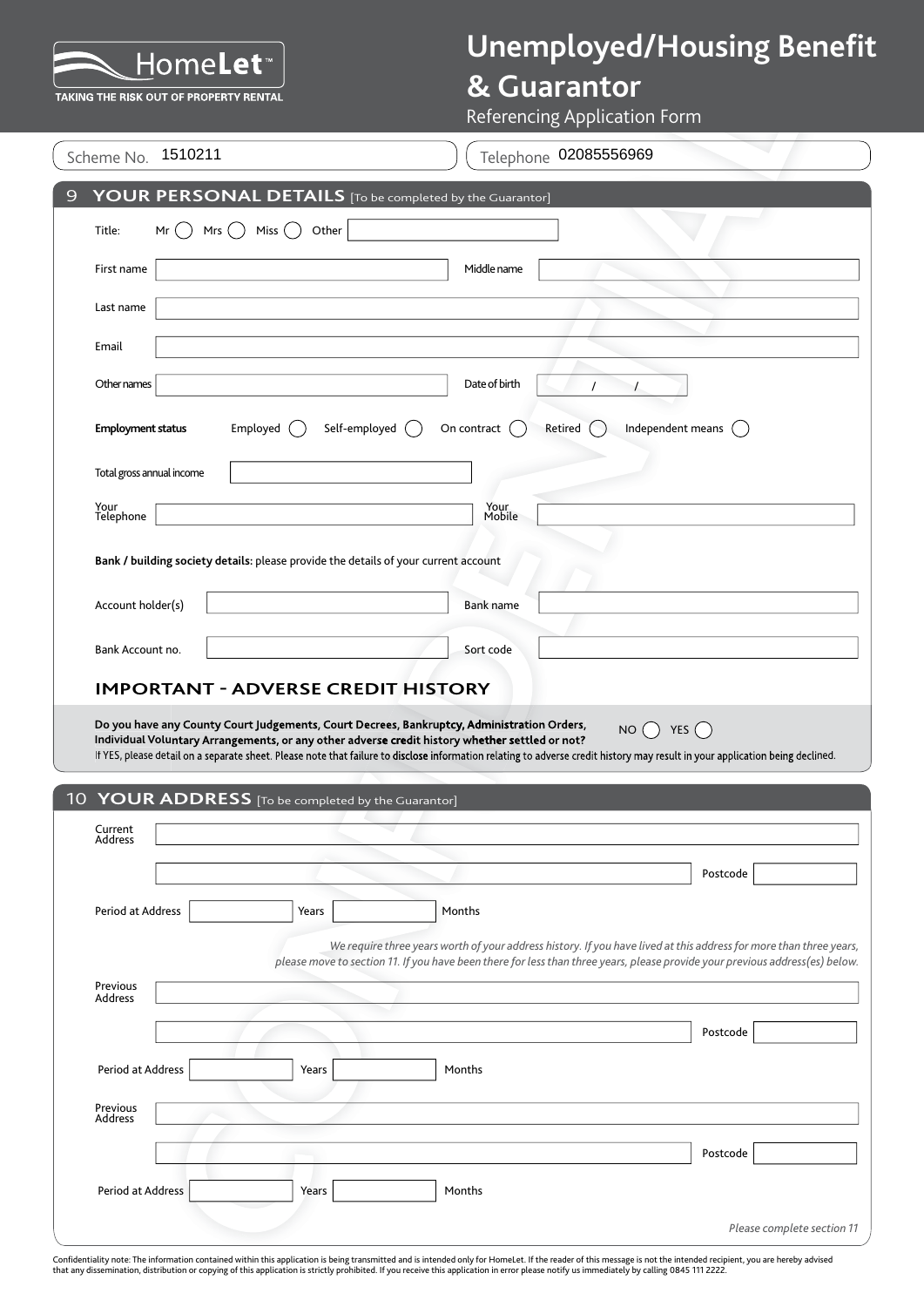HomeLet™
TAKING THE RISK OUT OF PROPERTY RENTAL

# Unemployed/Housing Benefit & Guarantor

Referencing Application Form

Scheme No. 1510211

Telephone 02085556969

## 9 YOUR PERSONAL DETAILS [To be completed by the Guarantor]

Title: Mr ◯ Mrs ◯ Miss ◯ Other

First name | Middle name

Last name

Email

Other names | Date of birth / /

**Employment status** Employed ◯ Self-employed ◯ On contract ◯ Retired ◯ Independent means ◯

Total gross annual income

Your Telephone | Your Mobile

**Bank / building society details:** please provide the details of your current account

Account holder(s) | Bank name

Bank Account no. | Sort code

### IMPORTANT - ADVERSE CREDIT HISTORY

**Do you have any County Court Judgements, Court Decrees, Bankruptcy, Administration Orders, Individual Voluntary Arrangements, or any other adverse credit history whether settled or not?** NO ◯ YES ◯

If YES, please detail on a separate sheet. Please note that failure to disclose information relating to adverse credit history may result in your application being declined.

## 10 YOUR ADDRESS [To be completed by the Guarantor]

Current Address

Postcode

Period at Address Years Months

*We require three years worth of your address history. If you have lived at this address for more than three years, please move to section 11. If you have been there for less than three years, please provide your previous address(es) below.*

Previous Address

Postcode

Period at Address Years Months

Previous Address

Postcode

Period at Address Years Months

*Please complete section 11*

Confidentiality note: The information contained within this application is being transmitted and is intended only for HomeLet. If the reader of this message is not the intended recipient, you are hereby advised that any dissemination, distribution or copying of this application is strictly prohibited. If you receive this application in error please notify us immediately by calling 0845 111 2222.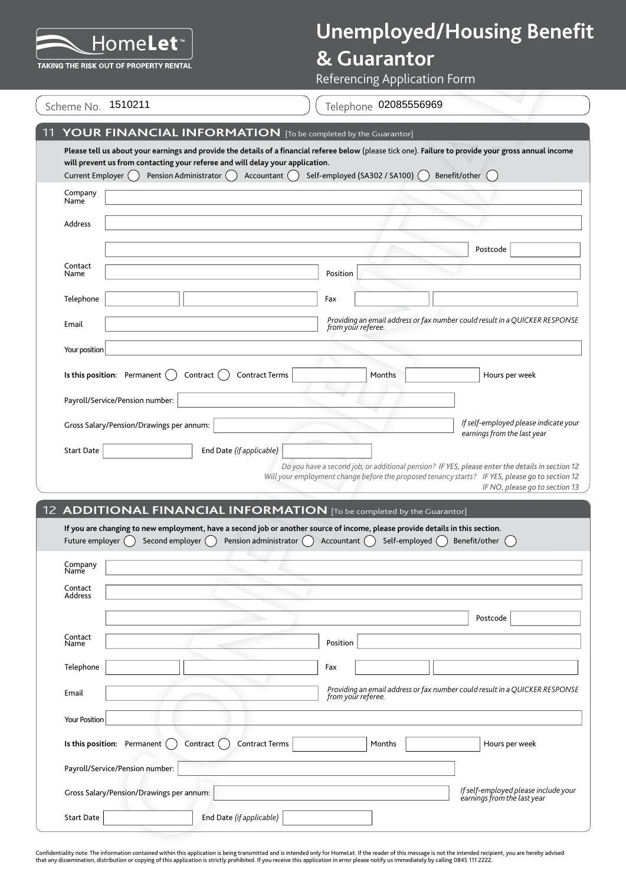# Unemployed/Housing Benefit & Guarantor

Referencing Application Form

HomeLet™ TAKING THE RISK OUT OF PROPERTY RENTAL

Scheme No. 1510211

Telephone 02085556969

## 11 YOUR FINANCIAL INFORMATION [To be completed by the Guarantor]

**Please tell us about your earnings and provide the details of a financial referee below** (please tick one). **Failure to provide your gross annual income will prevent us from contacting your referee and will delay your application.**

Current Employer ◯ Pension Administrator ◯ Accountant ◯ Self-employed (SA302 / SA100) ◯ Benefit/other ◯

Company Name

Address

Postcode

Contact Name

Position

Telephone

Fax

Email

*Providing an email address or fax number could result in a QUICKER RESPONSE from your referee.*

Your position

**Is this position:** Permanent ◯ Contract ◯ Contract Terms Months Hours per week

Payroll/Service/Pension number:

Gross Salary/Pension/Drawings per annum:

*If self-employed please indicate your earnings from the last year*

Start Date

End Date *(if applicable)*

*Do you have a second job, or additional pension? IF YES, please enter the details in section 12*

*Will your employment change before the proposed tenancy starts? IF YES, please go to section 12*

*IF NO, please go to section 13*

## 12 ADDITIONAL FINANCIAL INFORMATION [To be completed by the Guarantor]

**If you are changing to new employment, have a second job or another source of income, please provide details in this section.**

Future employer ◯ Second employer ◯ Pension administrator ◯ Accountant ◯ Self-employed ◯ Benefit/other ◯

Company Name

Contact Address

Postcode

Contact Name

Position

Telephone

Fax

Email

*Providing an email address or fax number could result in a QUICKER RESPONSE from your referee.*

Your Position

**Is this position:** Permanent ◯ Contract ◯ Contract Terms Months Hours per week

Payroll/Service/Pension number:

Gross Salary/Pension/Drawings per annum:

*If self-employed please include your earnings from the last year*

Start Date

End Date *(if applicable)*

Confidentiality note: The information contained within this application is being transmitted and is intended only for HomeLet. If the reader of this message is not the intended recipient, you are hereby advised that any dissemination, distribution or copying of this application is strictly prohibited. If you receive this application in error please notify us immediately by calling 0845 111 2222.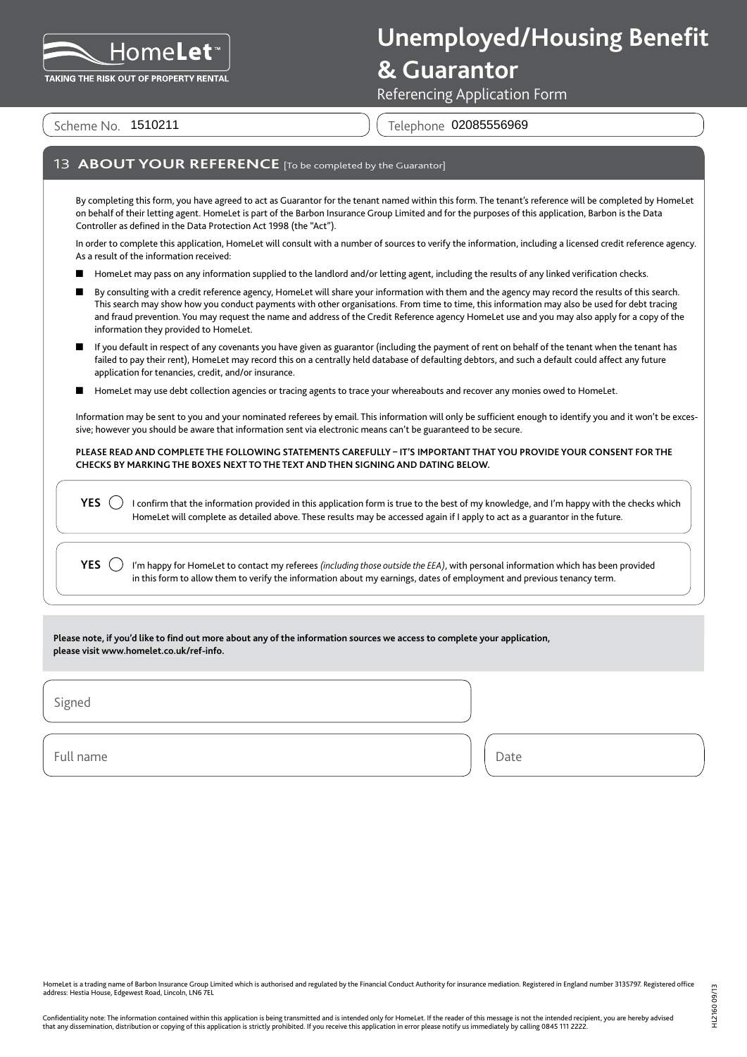HomeLet™
TAKING THE RISK OUT OF PROPERTY RENTAL

# Unemployed/Housing Benefit & Guarantor

Referencing Application Form

Scheme No. 1510211

Telephone 02085556969

## 13 ABOUT YOUR REFERENCE [To be completed by the Guarantor]

By completing this form, you have agreed to act as Guarantor for the tenant named within this form. The tenant's reference will be completed by HomeLet on behalf of their letting agent. HomeLet is part of the Barbon Insurance Group Limited and for the purposes of this application, Barbon is the Data Controller as defined in the Data Protection Act 1998 (the "Act").

In order to complete this application, HomeLet will consult with a number of sources to verify the information, including a licensed credit reference agency. As a result of the information received:

- HomeLet may pass on any information supplied to the landlord and/or letting agent, including the results of any linked verification checks.
- By consulting with a credit reference agency, HomeLet will share your information with them and the agency may record the results of this search. This search may show how you conduct payments with other organisations. From time to time, this information may also be used for debt tracing and fraud prevention. You may request the name and address of the Credit Reference agency HomeLet use and you may also apply for a copy of the information they provided to HomeLet.
- If you default in respect of any covenants you have given as guarantor (including the payment of rent on behalf of the tenant when the tenant has failed to pay their rent), HomeLet may record this on a centrally held database of defaulting debtors, and such a default could affect any future application for tenancies, credit, and/or insurance.
- HomeLet may use debt collection agencies or tracing agents to trace your whereabouts and recover any monies owed to HomeLet.

Information may be sent to you and your nominated referees by email. This information will only be sufficient enough to identify you and it won't be excessive; however you should be aware that information sent via electronic means can't be guaranteed to be secure.

**PLEASE READ AND COMPLETE THE FOLLOWING STATEMENTS CAREFULLY – IT'S IMPORTANT THAT YOU PROVIDE YOUR CONSENT FOR THE CHECKS BY MARKING THE BOXES NEXT TO THE TEXT AND THEN SIGNING AND DATING BELOW.**

**YES** ◯ I confirm that the information provided in this application form is true to the best of my knowledge, and I'm happy with the checks which HomeLet will complete as detailed above. These results may be accessed again if I apply to act as a guarantor in the future.

**YES** ◯ I'm happy for HomeLet to contact my referees *(including those outside the EEA)*, with personal information which has been provided in this form to allow them to verify the information about my earnings, dates of employment and previous tenancy term.

**Please note, if you'd like to find out more about any of the information sources we access to complete your application, please visit www.homelet.co.uk/ref-info.**

Signed

Full name

Date

HomeLet is a trading name of Barbon Insurance Group Limited which is authorised and regulated by the Financial Conduct Authority for insurance mediation. Registered in England number 3135797. Registered office address: Hestia House, Edgewest Road, Lincoln, LN6 7EL

Confidentiality note: The information contained within this application is being transmitted and is intended only for HomeLet. If the reader of this message is not the intended recipient, you are hereby advised that any dissemination, distribution or copying of this application is strictly prohibited. If you receive this application in error please notify us immediately by calling 0845 111 2222.

HL2160 09/13